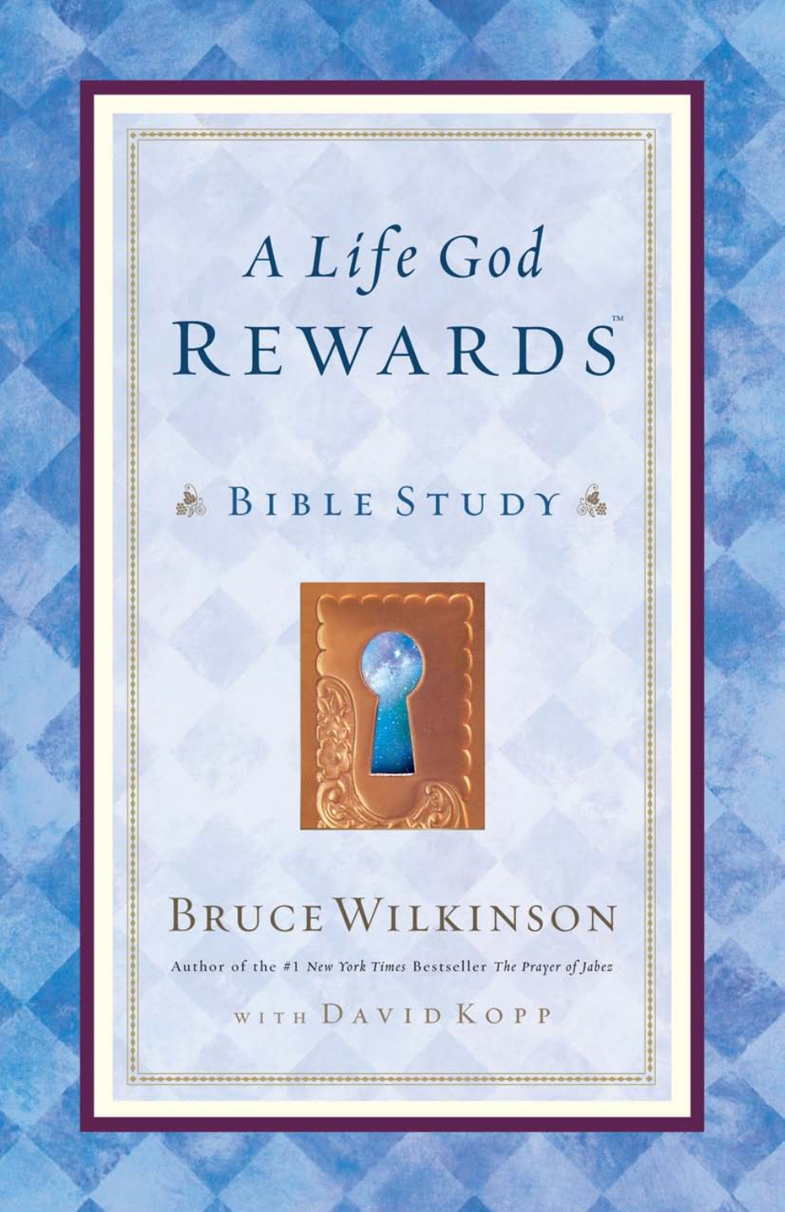# A Life God REWARDS™

## BIBLE STUDY

BRUCE WILKINSON

Author of the #1 *New York Times* Bestseller *The Prayer of Jabez*

WITH DAVID KOPP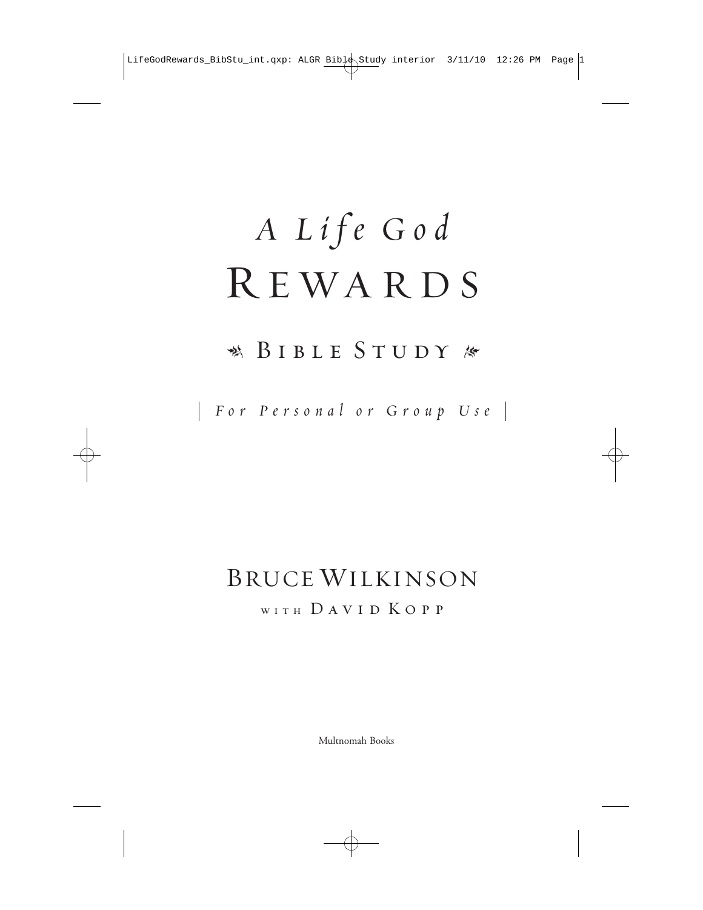# *A Life God* REWARDS

## BIBLE STUDY

*For Personal or Group Use*

BRUCE WILKINSON

WITH DAVID KOPP

Multnomah Books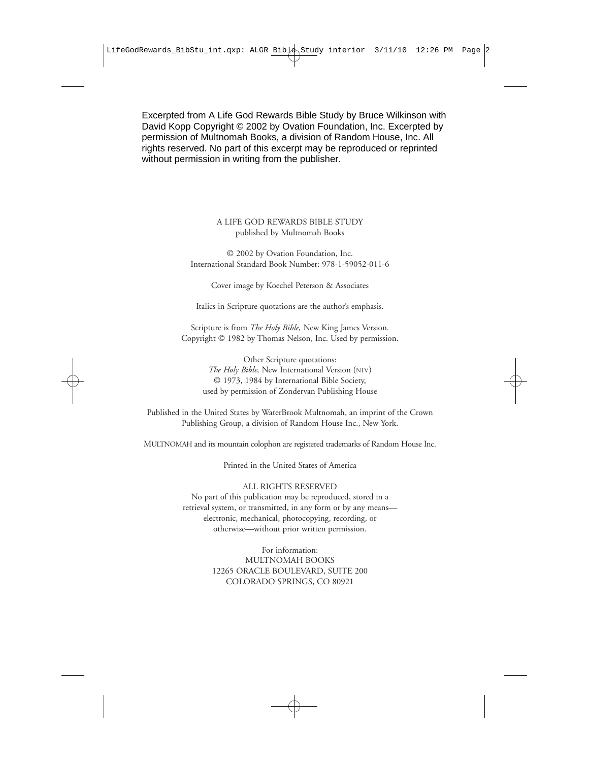Excerpted from A Life God Rewards Bible Study by Bruce Wilkinson with David Kopp Copyright © 2002 by Ovation Foundation, Inc. Excerpted by permission of Multnomah Books, a division of Random House, Inc. All rights reserved. No part of this excerpt may be reproduced or reprinted without permission in writing from the publisher.

A LIFE GOD REWARDS BIBLE STUDY
published by Multnomah Books

© 2002 by Ovation Foundation, Inc.
International Standard Book Number: 978-1-59052-011-6

Cover image by Koechel Peterson & Associates

Italics in Scripture quotations are the author's emphasis.

Scripture is from *The Holy Bible,* New King James Version.
Copyright © 1982 by Thomas Nelson, Inc. Used by permission.

Other Scripture quotations:
*The Holy Bible,* New International Version (NIV)
© 1973, 1984 by International Bible Society,
used by permission of Zondervan Publishing House

Published in the United States by WaterBrook Multnomah, an imprint of the Crown Publishing Group, a division of Random House Inc., New York.

MULTNOMAH and its mountain colophon are registered trademarks of Random House Inc.

Printed in the United States of America

ALL RIGHTS RESERVED
No part of this publication may be reproduced, stored in a retrieval system, or transmitted, in any form or by any means—electronic, mechanical, photocopying, recording, or otherwise—without prior written permission.

For information:
MULTNOMAH BOOKS
12265 ORACLE BOULEVARD, SUITE 200
COLORADO SPRINGS, CO 80921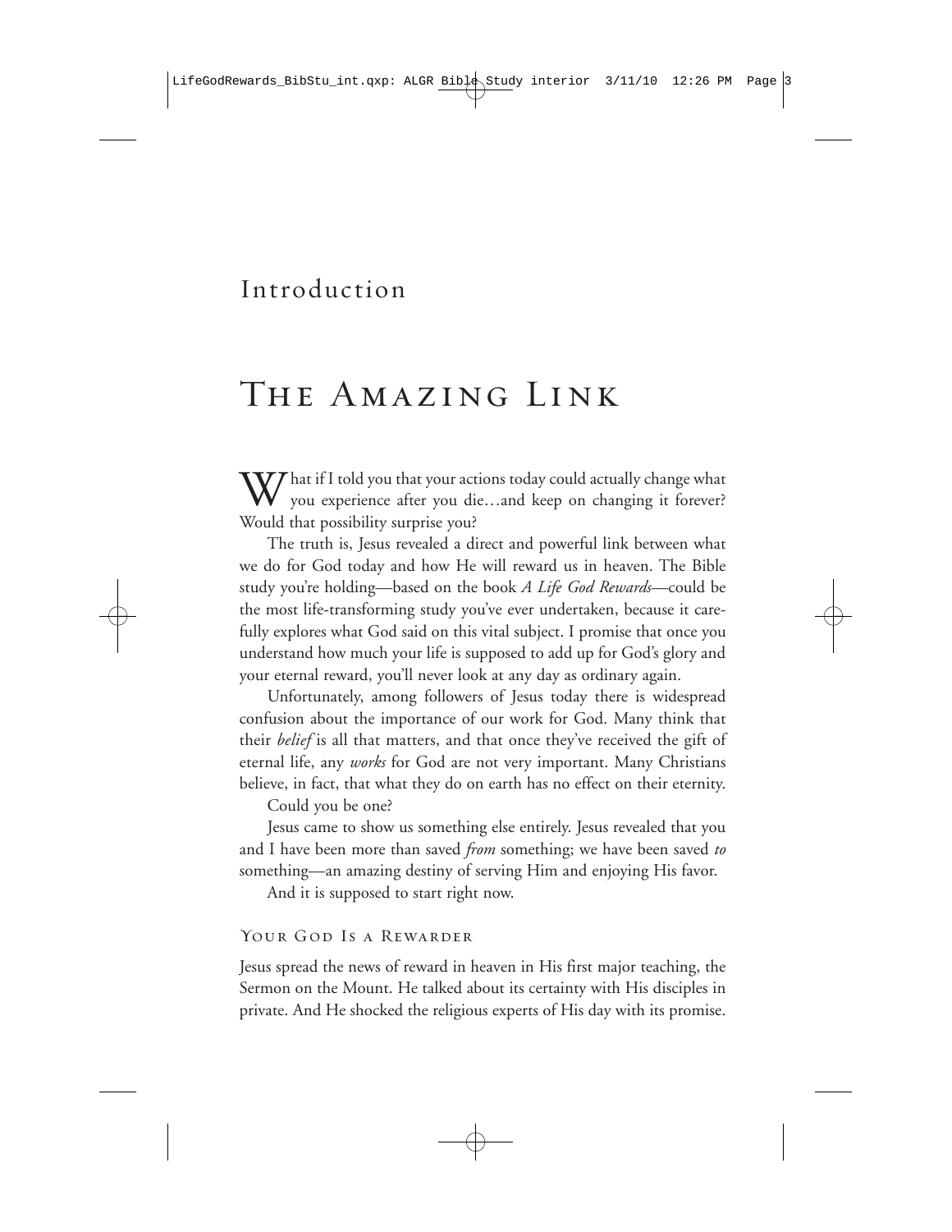Introduction

# The Amazing Link

What if I told you that your actions today could actually change what you experience after you die…and keep on changing it forever? Would that possibility surprise you?

The truth is, Jesus revealed a direct and powerful link between what we do for God today and how He will reward us in heaven. The Bible study you're holding—based on the book *A Life God Rewards*—could be the most life-transforming study you've ever undertaken, because it carefully explores what God said on this vital subject. I promise that once you understand how much your life is supposed to add up for God's glory and your eternal reward, you'll never look at any day as ordinary again.

Unfortunately, among followers of Jesus today there is widespread confusion about the importance of our work for God. Many think that their *belief* is all that matters, and that once they've received the gift of eternal life, any *works* for God are not very important. Many Christians believe, in fact, that what they do on earth has no effect on their eternity.

Could you be one?

Jesus came to show us something else entirely. Jesus revealed that you and I have been more than saved *from* something; we have been saved *to* something—an amazing destiny of serving Him and enjoying His favor.

And it is supposed to start right now.

## Your God Is a Rewarder

Jesus spread the news of reward in heaven in His first major teaching, the Sermon on the Mount. He talked about its certainty with His disciples in private. And He shocked the religious experts of His day with its promise.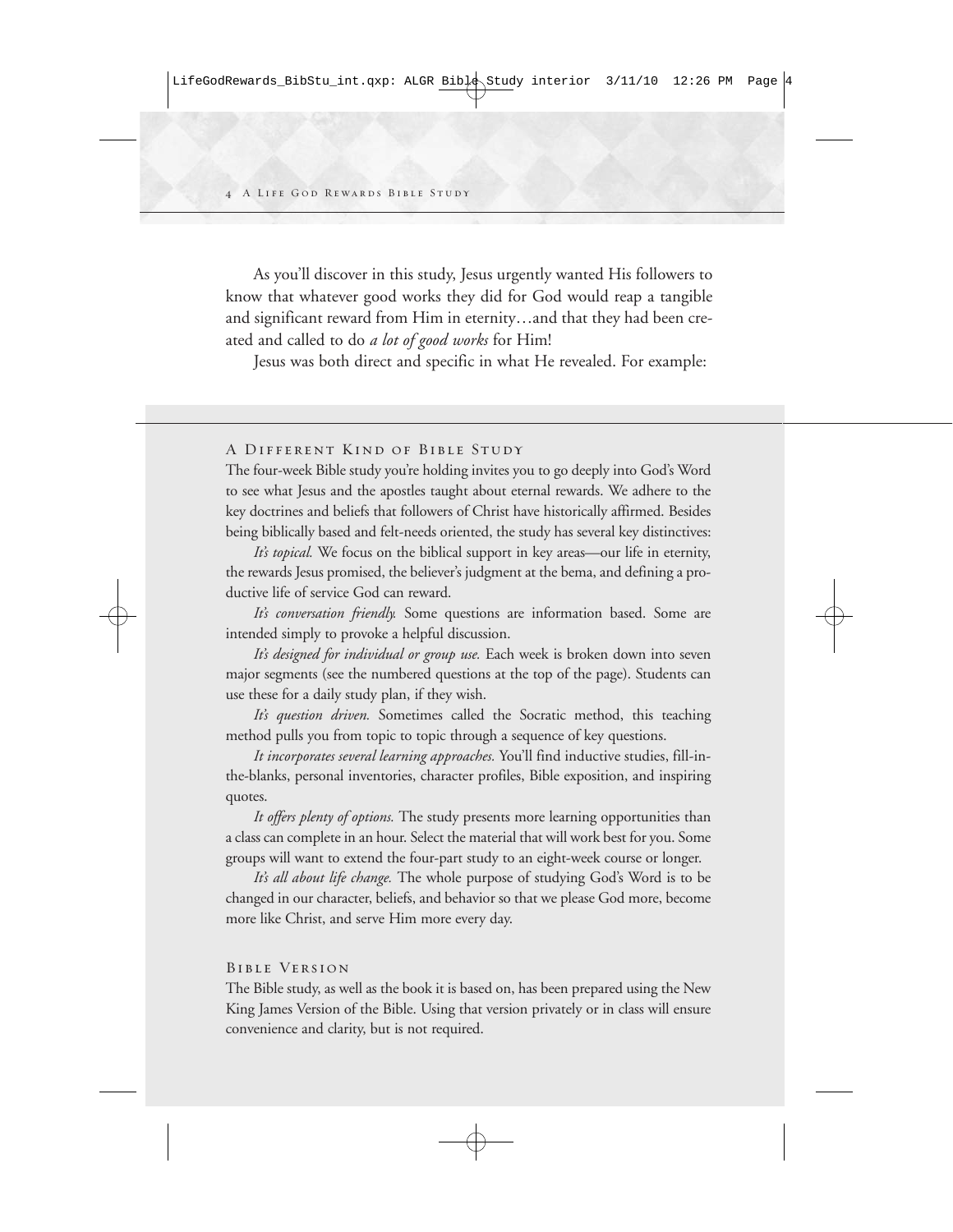As you'll discover in this study, Jesus urgently wanted His followers to know that whatever good works they did for God would reap a tangible and significant reward from Him in eternity…and that they had been created and called to do *a lot of good works* for Him!

Jesus was both direct and specific in what He revealed. For example:

## A Different Kind of Bible Study

The four-week Bible study you're holding invites you to go deeply into God's Word to see what Jesus and the apostles taught about eternal rewards. We adhere to the key doctrines and beliefs that followers of Christ have historically affirmed. Besides being biblically based and felt-needs oriented, the study has several key distinctives:

*It's topical.* We focus on the biblical support in key areas—our life in eternity, the rewards Jesus promised, the believer's judgment at the bema, and defining a productive life of service God can reward.

*It's conversation friendly.* Some questions are information based. Some are intended simply to provoke a helpful discussion.

*It's designed for individual or group use.* Each week is broken down into seven major segments (see the numbered questions at the top of the page). Students can use these for a daily study plan, if they wish.

*It's question driven.* Sometimes called the Socratic method, this teaching method pulls you from topic to topic through a sequence of key questions.

*It incorporates several learning approaches.* You'll find inductive studies, fill-in-the-blanks, personal inventories, character profiles, Bible exposition, and inspiring quotes.

*It offers plenty of options.* The study presents more learning opportunities than a class can complete in an hour. Select the material that will work best for you. Some groups will want to extend the four-part study to an eight-week course or longer.

*It's all about life change.* The whole purpose of studying God's Word is to be changed in our character, beliefs, and behavior so that we please God more, become more like Christ, and serve Him more every day.

## Bible Version

The Bible study, as well as the book it is based on, has been prepared using the New King James Version of the Bible. Using that version privately or in class will ensure convenience and clarity, but is not required.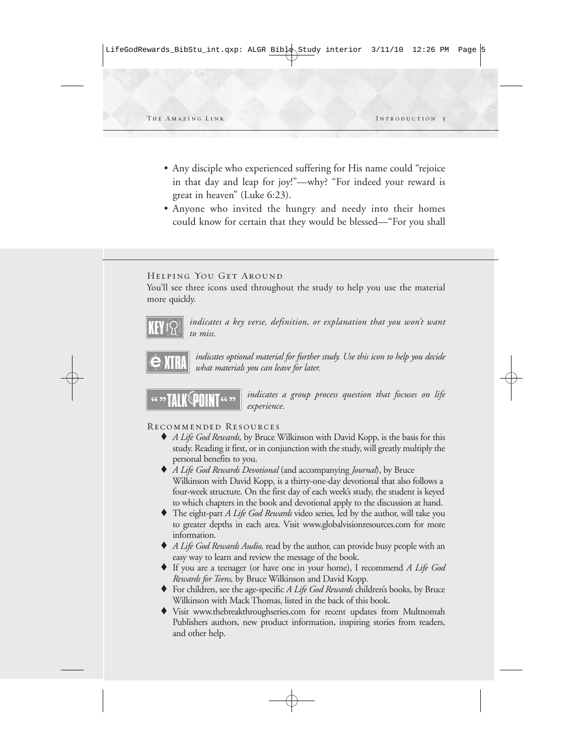- Any disciple who experienced suffering for His name could "rejoice in that day and leap for joy!"—why? "For indeed your reward is great in heaven" (Luke 6:23).
- Anyone who invited the hungry and needy into their homes could know for certain that they would be blessed—"For you shall

### Helping You Get Around

You'll see three icons used throughout the study to help you use the material more quickly.

**KEY** *indicates a key verse, definition, or explanation that you won't want to miss.*

**eXTRA** *indicates optional material for further study. Use this icon to help you decide what materials you can leave for later.*

**TALK POINT** *indicates a group process question that focuses on life experience.*

### Recommended Resources

- *A Life God Rewards,* by Bruce Wilkinson with David Kopp, is the basis for this study. Reading it first, or in conjunction with the study, will greatly multiply the personal benefits to you.
- *A Life God Rewards Devotional* (and accompanying *Journal*), by Bruce Wilkinson with David Kopp, is a thirty-one-day devotional that also follows a four-week structure. On the first day of each week's study, the student is keyed to which chapters in the book and devotional apply to the discussion at hand.
- The eight-part *A Life God Rewards* video series, led by the author, will take you to greater depths in each area. Visit www.globalvisionresources.com for more information.
- *A Life God Rewards Audio,* read by the author, can provide busy people with an easy way to learn and review the message of the book.
- If you are a teenager (or have one in your home), I recommend *A Life God Rewards for Teens,* by Bruce Wilkinson and David Kopp.
- For children, see the age-specific *A Life God Rewards* children's books, by Bruce Wilkinson with Mack Thomas, listed in the back of this book.
- Visit www.thebreakthroughseries.com for recent updates from Multnomah Publishers authors, new product information, inspiring stories from readers, and other help.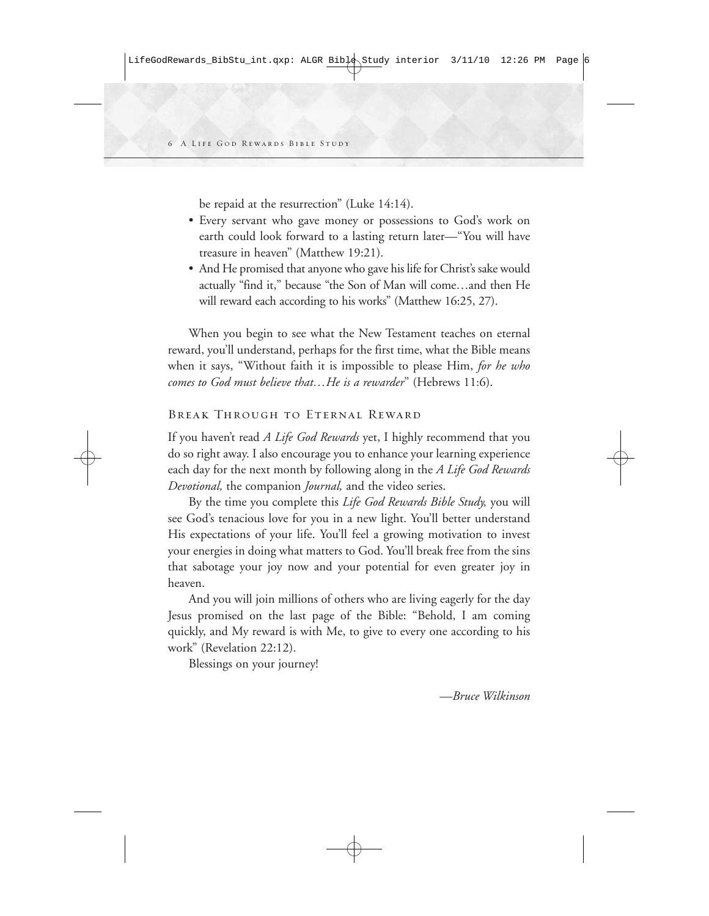be repaid at the resurrection" (Luke 14:14).

- Every servant who gave money or possessions to God's work on earth could look forward to a lasting return later—"You will have treasure in heaven" (Matthew 19:21).
- And He promised that anyone who gave his life for Christ's sake would actually "find it," because "the Son of Man will come…and then He will reward each according to his works" (Matthew 16:25, 27).

When you begin to see what the New Testament teaches on eternal reward, you'll understand, perhaps for the first time, what the Bible means when it says, "Without faith it is impossible to please Him, *for he who comes to God must believe that…He is a rewarder*" (Hebrews 11:6).

## Break Through to Eternal Reward

If you haven't read *A Life God Rewards* yet, I highly recommend that you do so right away. I also encourage you to enhance your learning experience each day for the next month by following along in the *A Life God Rewards Devotional,* the companion *Journal,* and the video series.

By the time you complete this *Life God Rewards Bible Study,* you will see God's tenacious love for you in a new light. You'll better understand His expectations of your life. You'll feel a growing motivation to invest your energies in doing what matters to God. You'll break free from the sins that sabotage your joy now and your potential for even greater joy in heaven.

And you will join millions of others who are living eagerly for the day Jesus promised on the last page of the Bible: "Behold, I am coming quickly, and My reward is with Me, to give to every one according to his work" (Revelation 22:12).

Blessings on your journey!

*—Bruce Wilkinson*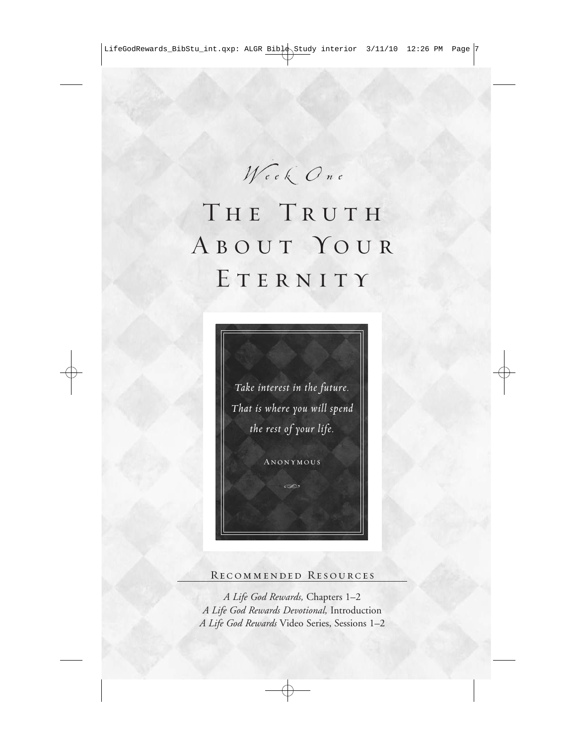*Week One*

# The Truth About Your Eternity

*Take interest in the future. That is where you will spend the rest of your life.*

Anonymous

## Recommended Resources

*A Life God Rewards,* Chapters 1–2
*A Life God Rewards Devotional,* Introduction
*A Life God Rewards* Video Series, Sessions 1–2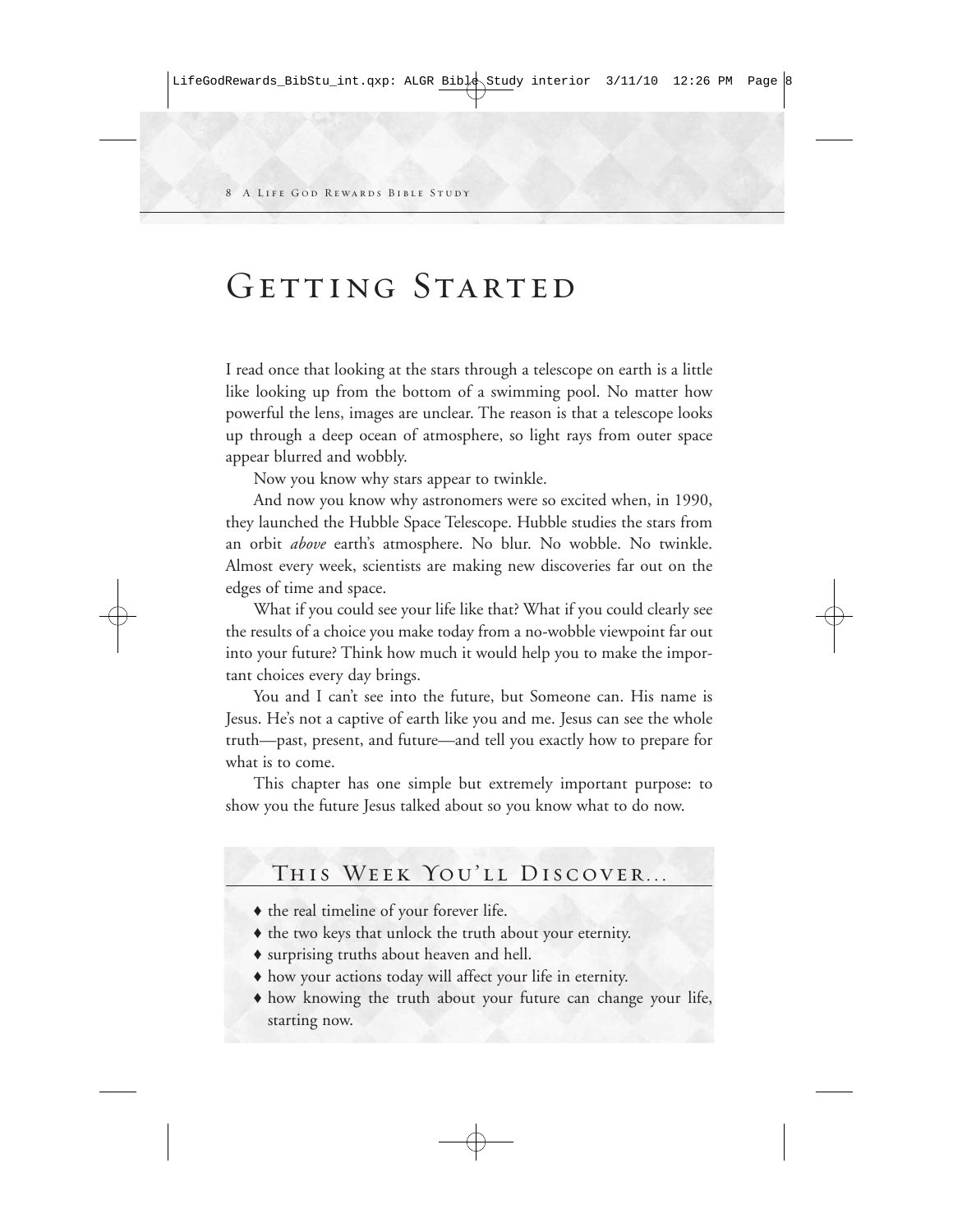# Getting Started

I read once that looking at the stars through a telescope on earth is a little like looking up from the bottom of a swimming pool. No matter how powerful the lens, images are unclear. The reason is that a telescope looks up through a deep ocean of atmosphere, so light rays from outer space appear blurred and wobbly.

Now you know why stars appear to twinkle.

And now you know why astronomers were so excited when, in 1990, they launched the Hubble Space Telescope. Hubble studies the stars from an orbit *above* earth's atmosphere. No blur. No wobble. No twinkle. Almost every week, scientists are making new discoveries far out on the edges of time and space.

What if you could see your life like that? What if you could clearly see the results of a choice you make today from a no-wobble viewpoint far out into your future? Think how much it would help you to make the important choices every day brings.

You and I can't see into the future, but Someone can. His name is Jesus. He's not a captive of earth like you and me. Jesus can see the whole truth—past, present, and future—and tell you exactly how to prepare for what is to come.

This chapter has one simple but extremely important purpose: to show you the future Jesus talked about so you know what to do now.

## This Week You'll Discover...

- the real timeline of your forever life.
- the two keys that unlock the truth about your eternity.
- surprising truths about heaven and hell.
- how your actions today will affect your life in eternity.
- how knowing the truth about your future can change your life, starting now.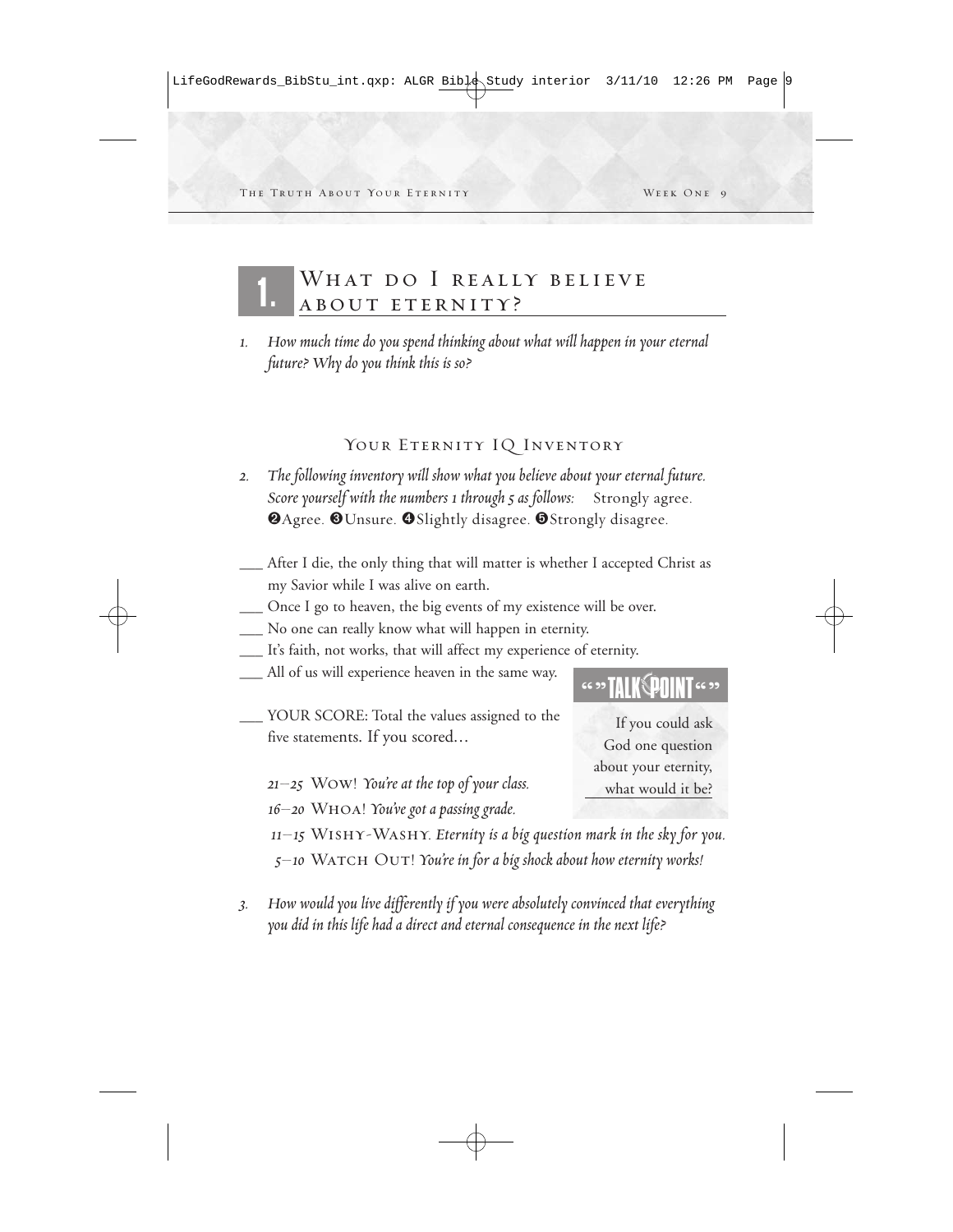## 1. What do I really believe about eternity?

1. *How much time do you spend thinking about what will happen in your eternal future? Why do you think this is so?*

### Your Eternity IQ Inventory

2. *The following inventory will show what you believe about your eternal future. Score yourself with the numbers 1 through 5 as follows:* Strongly agree. ❷Agree. ❸Unsure. ❹Slightly disagree. ❺Strongly disagree.

___ After I die, the only thing that will matter is whether I accepted Christ as my Savior while I was alive on earth.
___ Once I go to heaven, the big events of my existence will be over.
___ No one can really know what will happen in eternity.
___ It's faith, not works, that will affect my experience of eternity.
___ All of us will experience heaven in the same way.

___ YOUR SCORE: Total the values assigned to the five statements. If you scored…

*21–25* Wow! *You're at the top of your class.*
*16–20* Whoa! *You've got a passing grade.*
*11–15* Wishy-Washy. *Eternity is a big question mark in the sky for you.*
*5–10* Watch Out! *You're in for a big shock about how eternity works!*

> **TALK POINT**
>
> If you could ask God one question about your eternity, what would it be?

3. *How would you live differently if you were absolutely convinced that everything you did in this life had a direct and eternal consequence in the next life?*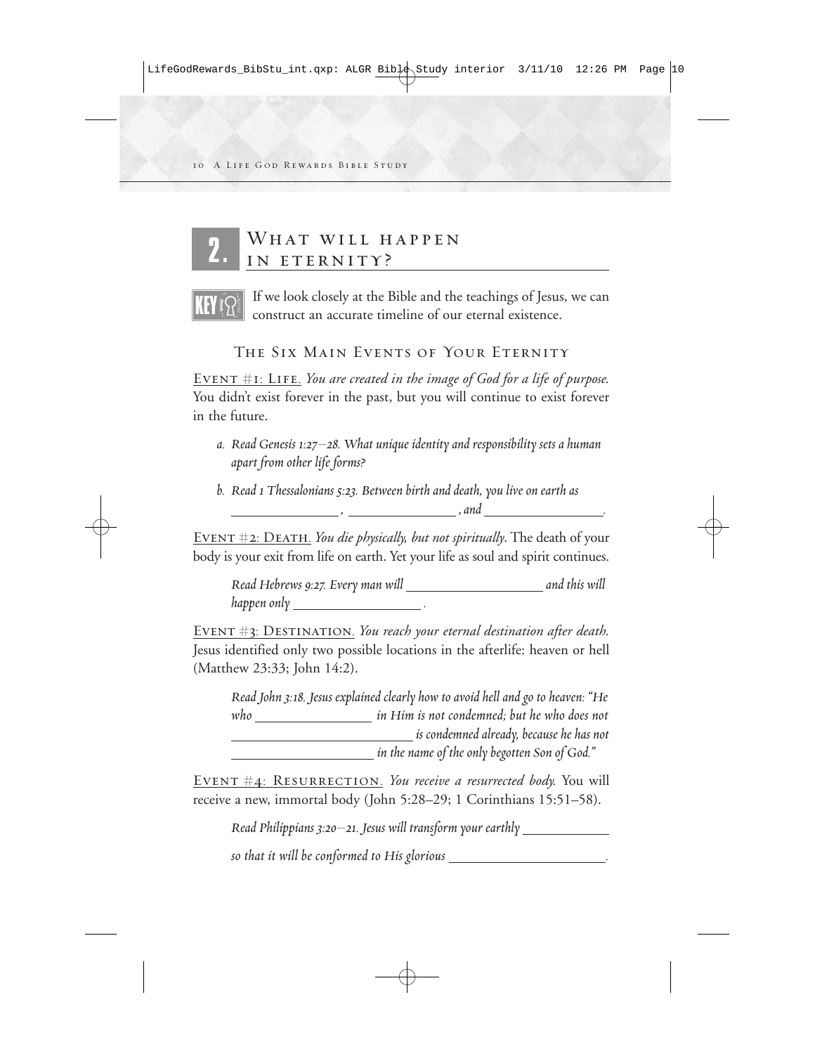## 2. What will happen in eternity?

**KEY** If we look closely at the Bible and the teachings of Jesus, we can construct an accurate timeline of our eternal existence.

### The Six Main Events of Your Eternity

Event #1: Life. *You are created in the image of God for a life of purpose.* You didn't exist forever in the past, but you will continue to exist forever in the future.

*a. Read Genesis 1:27–28. What unique identity and responsibility sets a human apart from other life forms?*

*b. Read 1 Thessalonians 5:23. Between birth and death, you live on earth as \_\_\_\_\_\_\_\_\_\_, \_\_\_\_\_\_\_\_\_\_, and \_\_\_\_\_\_\_\_\_\_.*

Event #2: Death. *You die physically, but not spiritually*. The death of your body is your exit from life on earth. Yet your life as soul and spirit continues.

*Read Hebrews 9:27. Every man will \_\_\_\_\_\_\_\_\_\_ and this will happen only \_\_\_\_\_\_\_\_\_\_.*

Event #3: Destination. *You reach your eternal destination after death.* Jesus identified only two possible locations in the afterlife: heaven or hell (Matthew 23:33; John 14:2).

*Read John 3:18. Jesus explained clearly how to avoid hell and go to heaven: "He who \_\_\_\_\_\_\_\_\_\_ in Him is not condemned; but he who does not \_\_\_\_\_\_\_\_\_\_ is condemned already, because he has not \_\_\_\_\_\_\_\_\_\_ in the name of the only begotten Son of God."*

Event #4: Resurrection. *You receive a resurrected body.* You will receive a new, immortal body (John 5:28–29; 1 Corinthians 15:51–58).

*Read Philippians 3:20–21. Jesus will transform your earthly \_\_\_\_\_\_\_\_\_\_ so that it will be conformed to His glorious \_\_\_\_\_\_\_\_\_\_.*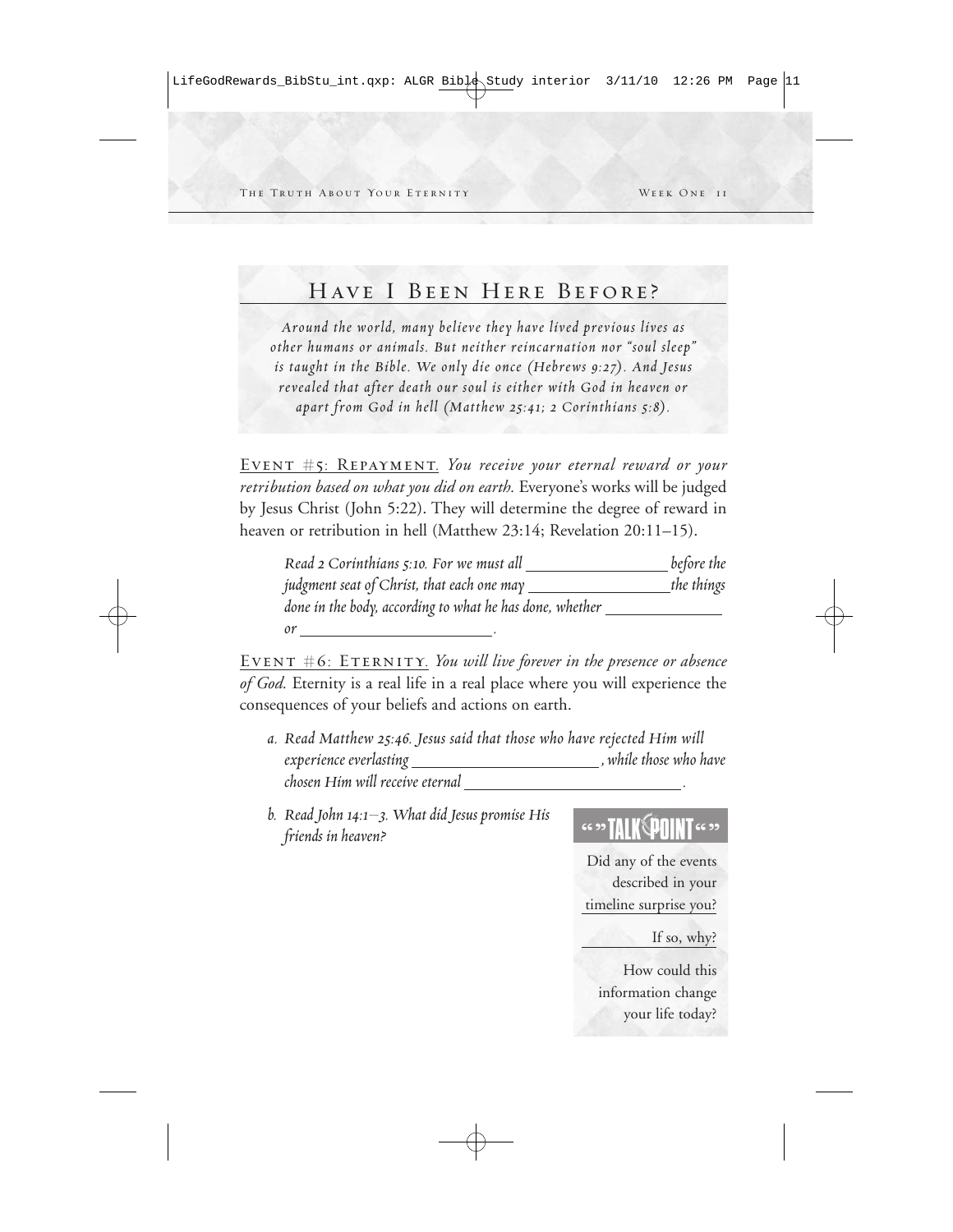## Have I Been Here Before?

*Around the world, many believe they have lived previous lives as other humans or animals. But neither reincarnation nor "soul sleep" is taught in the Bible. We only die once (Hebrews 9:27). And Jesus revealed that after death our soul is either with God in heaven or apart from God in hell (Matthew 25:41; 2 Corinthians 5:8).*

Event #5: Repayment. *You receive your eternal reward or your retribution based on what you did on earth.* Everyone's works will be judged by Jesus Christ (John 5:22). They will determine the degree of reward in heaven or retribution in hell (Matthew 23:14; Revelation 20:11–15).

*Read 2 Corinthians 5:10. For we must all _______________ before the judgment seat of Christ, that each one may _______________ the things done in the body, according to what he has done, whether _____________ or _____________________.*

Event #6: Eternity. *You will live forever in the presence or absence of God.* Eternity is a real life in a real place where you will experience the consequences of your beliefs and actions on earth.

a. *Read Matthew 25:46. Jesus said that those who have rejected Him will experience everlasting _____________________, while those who have chosen Him will receive eternal ________________________.*

b. *Read John 14:1–3. What did Jesus promise His friends in heaven?*

**"" TALK POINT ""**

Did any of the events described in your timeline surprise you?

If so, why?

How could this information change your life today?